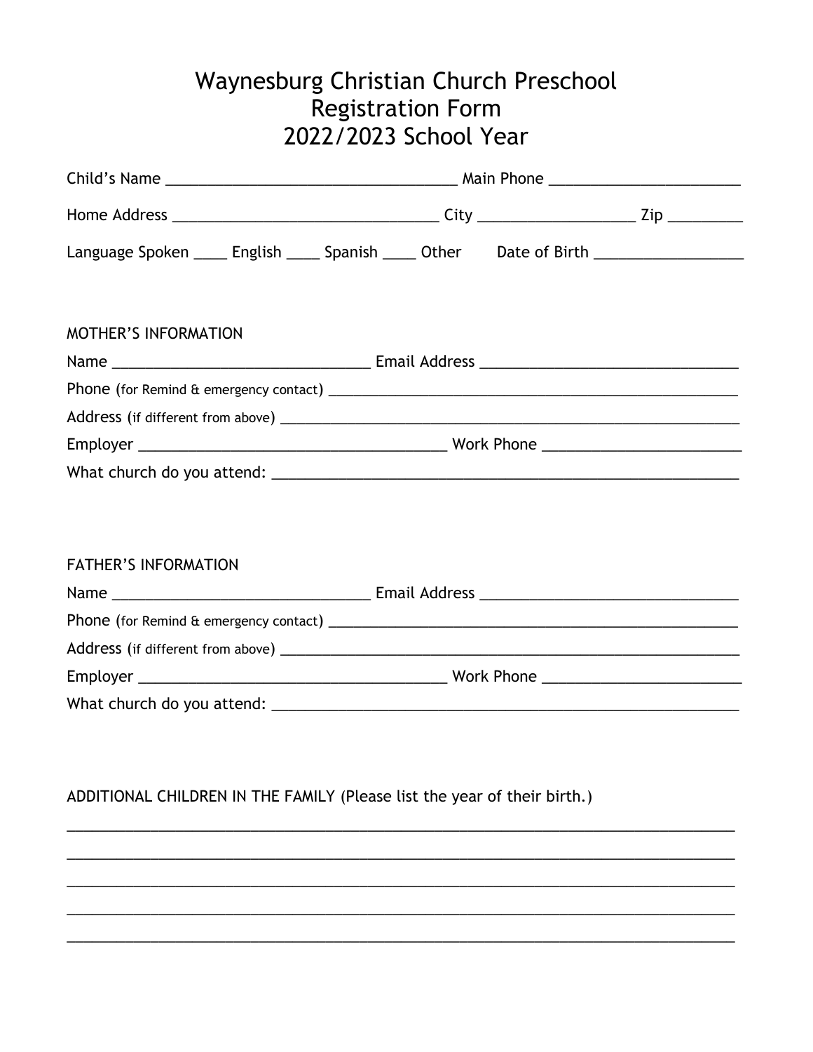# Waynesburg Christian Church Preschool
# Registration Form
# 2022/2023 School Year

Child's Name ___________________________________ Main Phone _______________________

Home Address ________________________________ City __________________ Zip _________

Language Spoken ____ English ____ Spanish ____ Other Date of Birth __________________

MOTHER'S INFORMATION

Name _______________________________ Email Address _______________________________

Phone (for Remind & emergency contact) ________________________________________________

Address (if different from above) ________________________________________________

Employer _____________________________________ Work Phone ________________________

What church do you attend: _________________________________________________________

FATHER'S INFORMATION

Name _______________________________ Email Address _______________________________

Phone (for Remind & emergency contact) ________________________________________________

Address (if different from above) ________________________________________________

Employer _____________________________________ Work Phone ________________________

What church do you attend: _________________________________________________________

ADDITIONAL CHILDREN IN THE FAMILY (Please list the year of their birth.)

_________________________________________________________________________________

_________________________________________________________________________________

_________________________________________________________________________________

_________________________________________________________________________________

_________________________________________________________________________________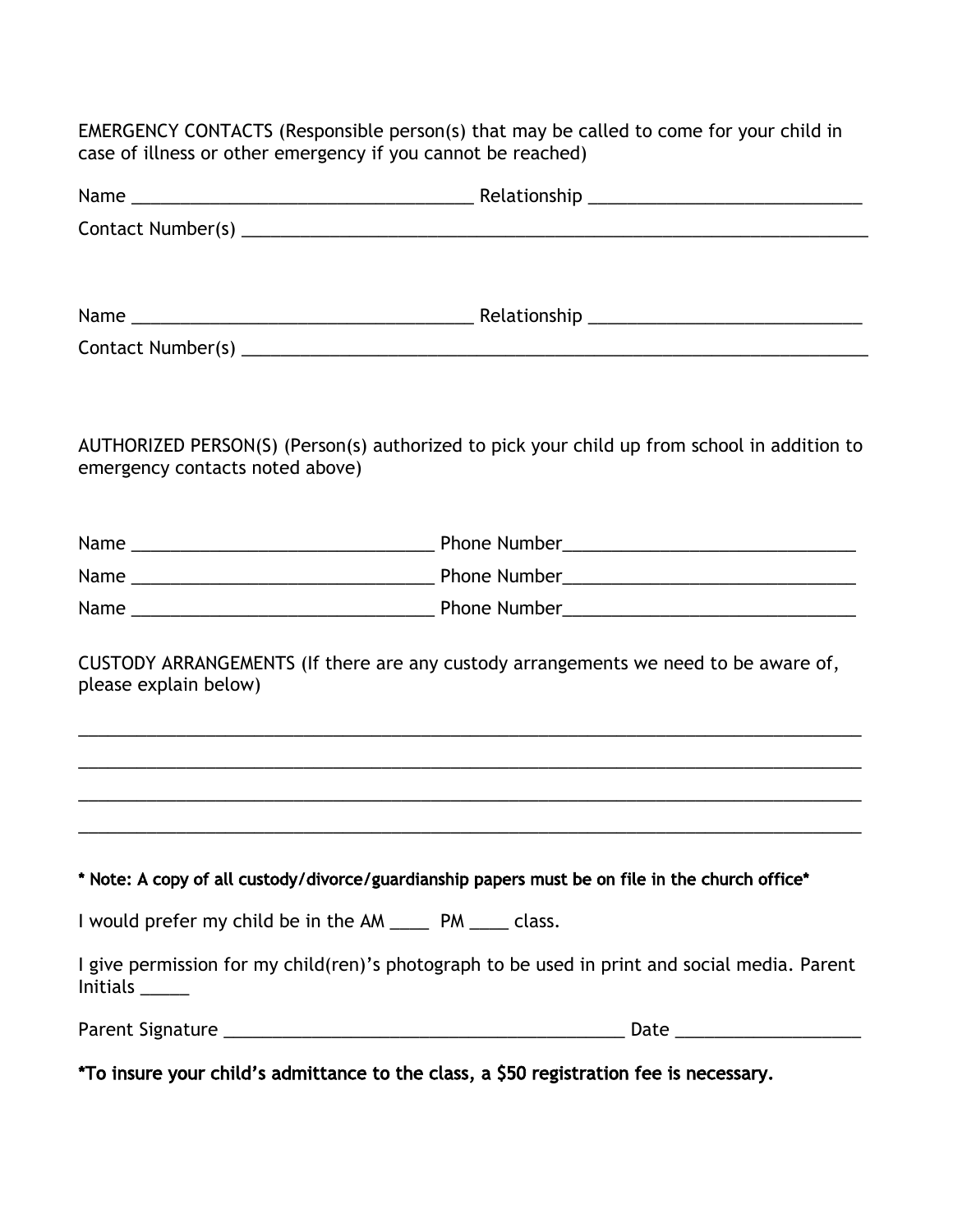EMERGENCY CONTACTS (Responsible person(s) that may be called to come for your child in case of illness or other emergency if you cannot be reached)

Name ___________________________________ Relationship ___________________________

Contact Number(s) _________________________________________________________________

Name ___________________________________ Relationship ___________________________

Contact Number(s) _________________________________________________________________

AUTHORIZED PERSON(S) (Person(s) authorized to pick your child up from school in addition to emergency contacts noted above)

Name ______________________________ Phone Number_____________________________

Name ______________________________ Phone Number_____________________________

Name ______________________________ Phone Number_____________________________

CUSTODY ARRANGEMENTS (If there are any custody arrangements we need to be aware of, please explain below)

___________________________________________________________________________

___________________________________________________________________________

___________________________________________________________________________

___________________________________________________________________________

**\* Note: A copy of all custody/divorce/guardianship papers must be on file in the church office\***

I would prefer my child be in the AM ____ PM ____ class.

I give permission for my child(ren)'s photograph to be used in print and social media. Parent Initials _____

Parent Signature __________________________________________ Date __________________

**\*To insure your child's admittance to the class, a $50 registration fee is necessary.**